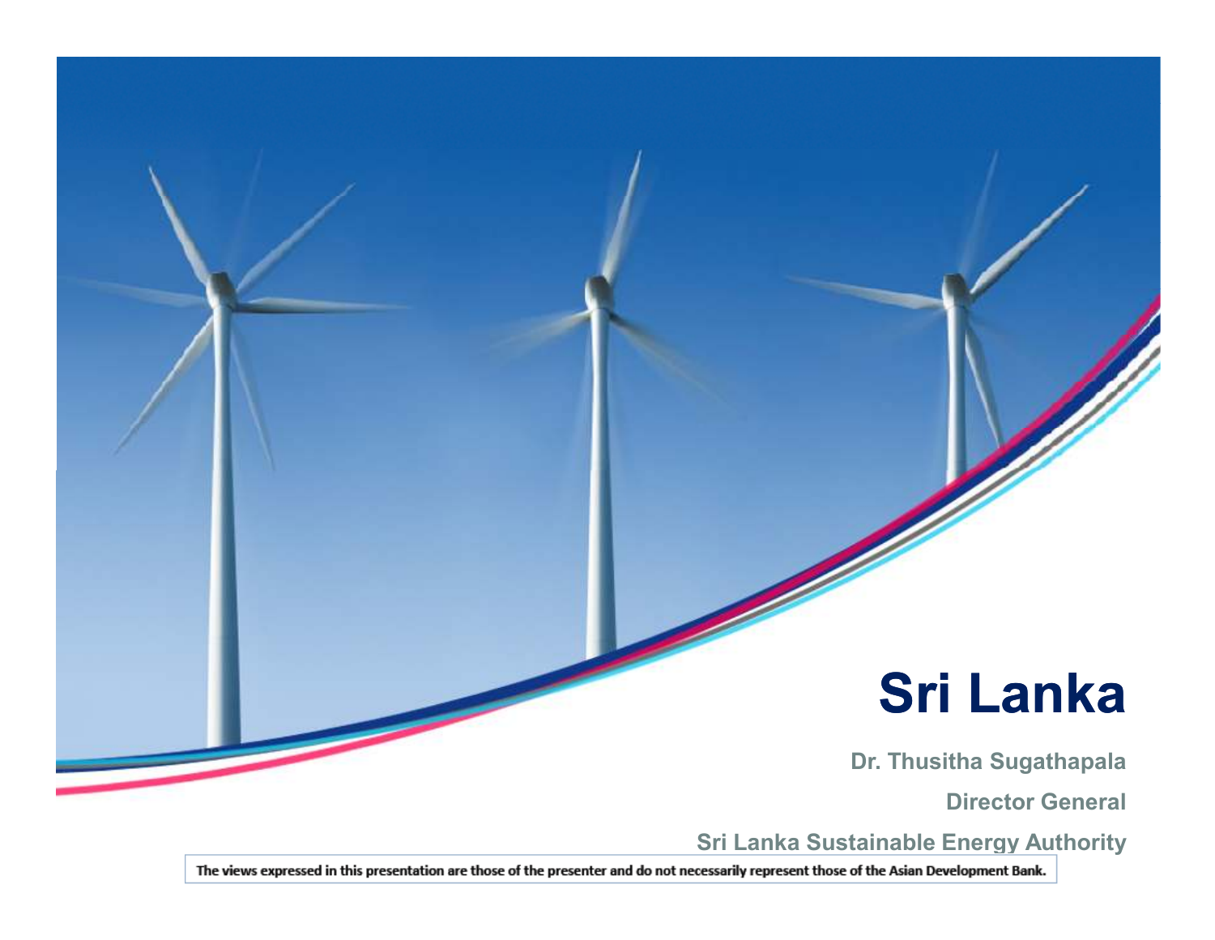# Sri Lanka

**Dr. Thusitha Sugathapala**

**Director General**

**Sri Lanka Sustainable Energy Authority**

The views expressed in this presentation are those of the presenter and do not necessarily represent those of the Asian Development Bank.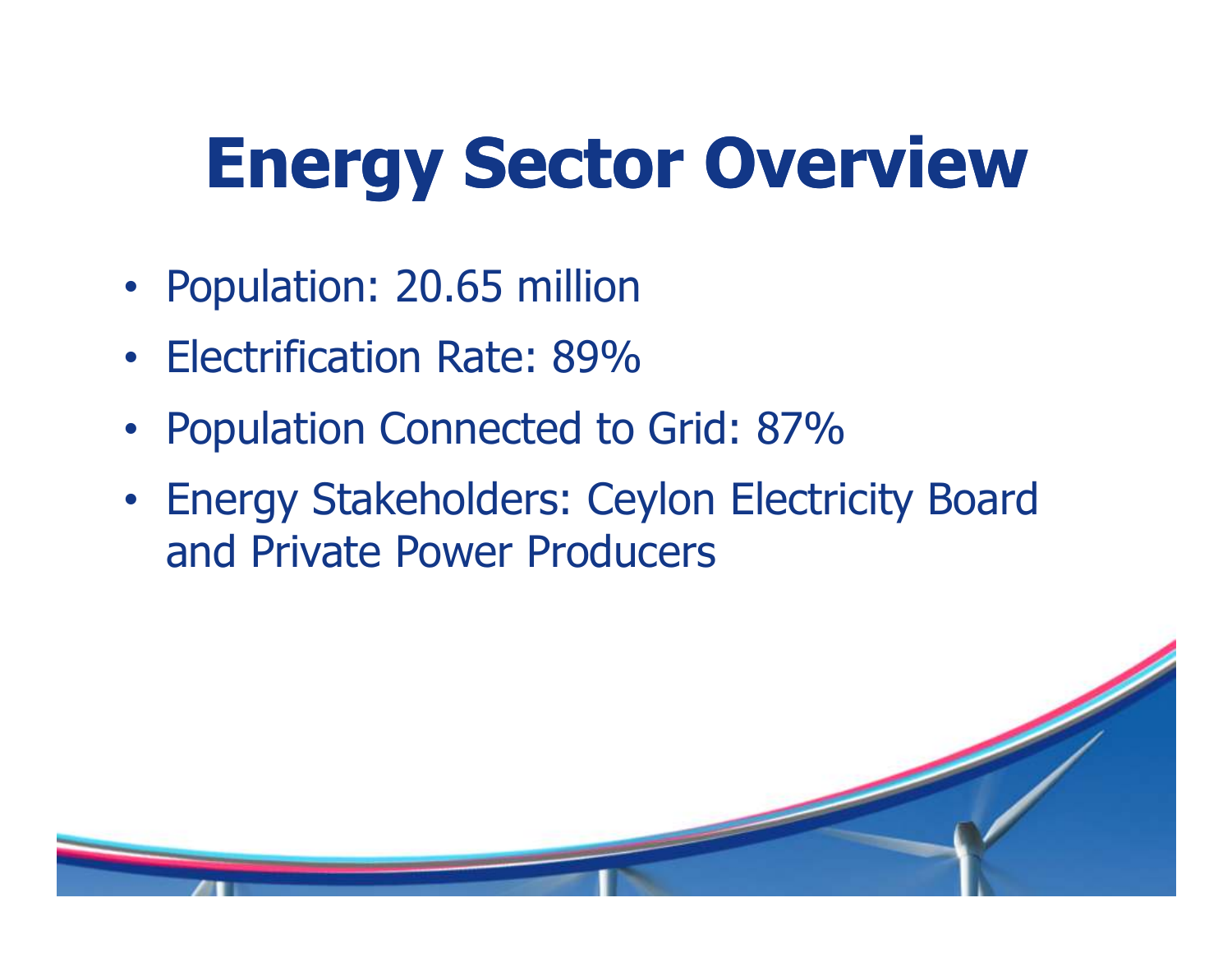# Energy Sector Overview

- Population: 20.65 million
- Electrification Rate: 89%
- Population Connected to Grid: 87%
- Energy Stakeholders: Ceylon Electricity Board and Private Power Producers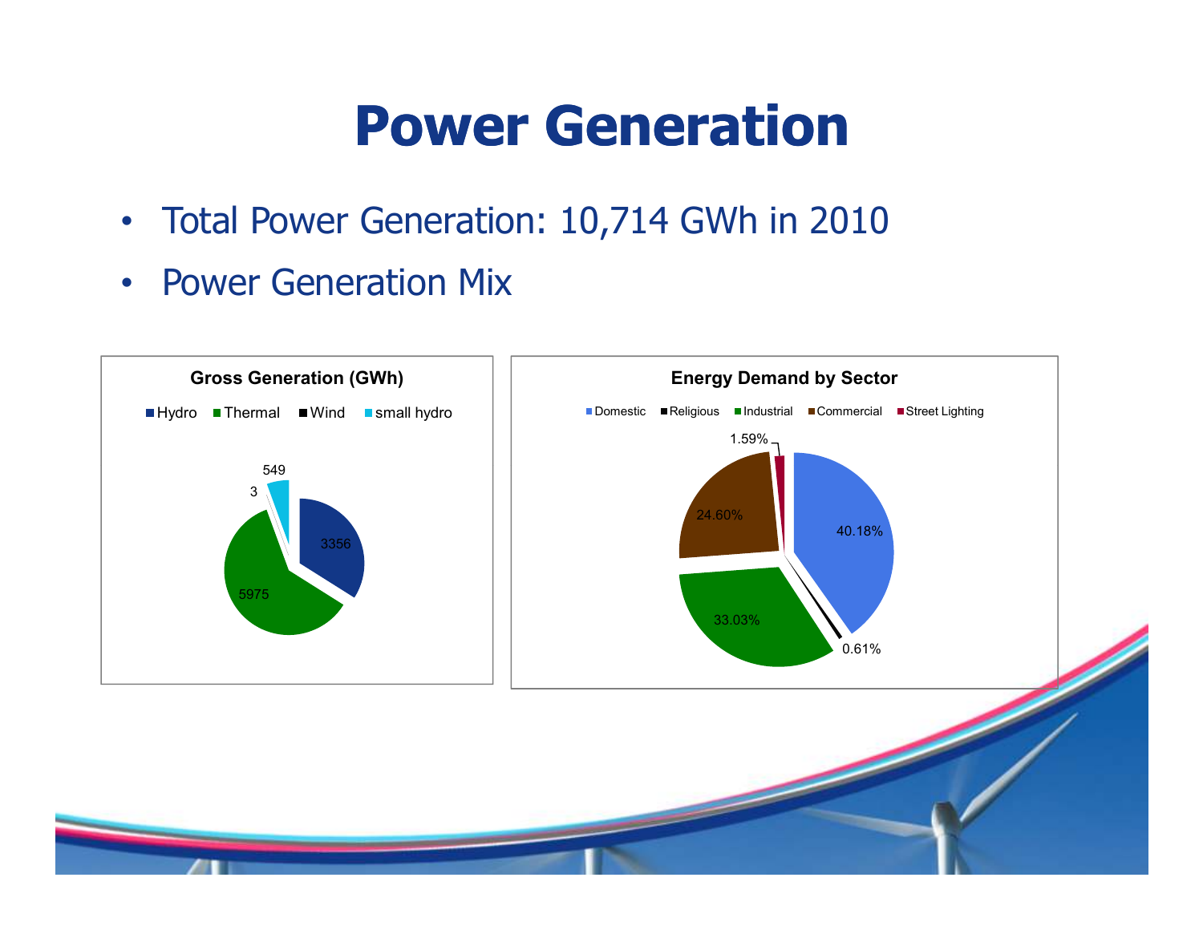# Power Generation

- Total Power Generation: 10,714 GWh in 2010
- Power Generation Mix

**Gross Generation (GWh)**

| Source | GWh |
| --- | --- |
| Hydro | 3356 |
| Thermal | 5975 |
| Wind | 3 |
| small hydro | 549 |

**Energy Demand by Sector**

| Sector | Share |
| --- | --- |
| Domestic | 40.18% |
| Religious | 0.61% |
| Industrial | 33.03% |
| Commercial | 24.60% |
| Street Lighting | 1.59% |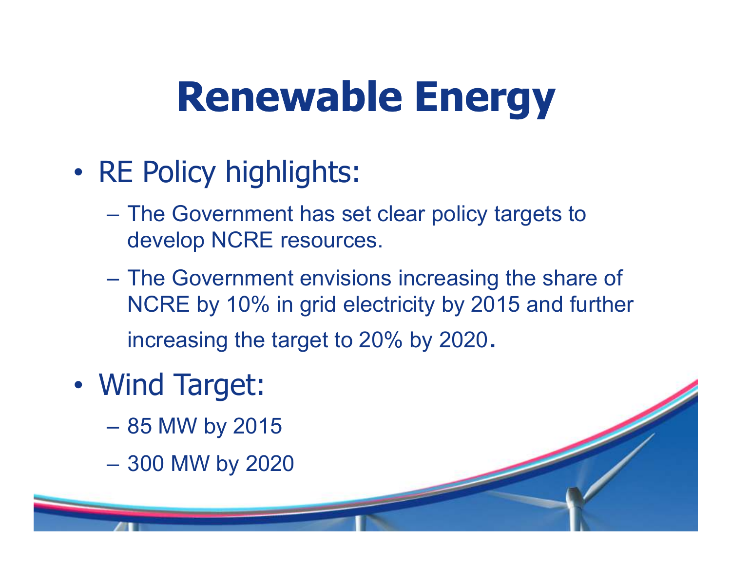# Renewable Energy

- RE Policy highlights:
  - The Government has set clear policy targets to develop NCRE resources.
  - The Government envisions increasing the share of NCRE by 10% in grid electricity by 2015 and further increasing the target to 20% by 2020.
- Wind Target:
  - 85 MW by 2015
  - 300 MW by 2020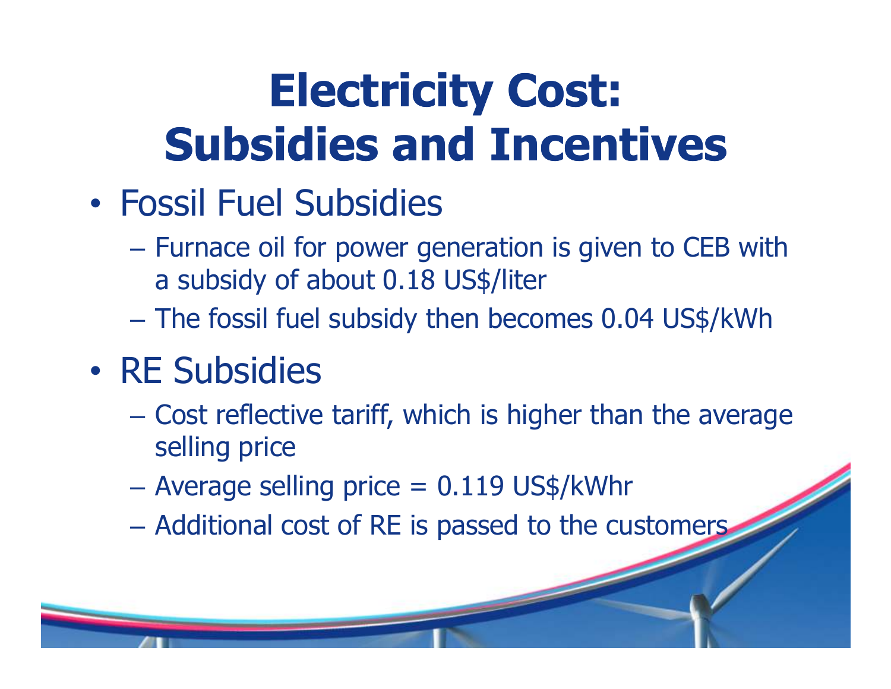# Electricity Cost: Subsidies and Incentives

- Fossil Fuel Subsidies
  - Furnace oil for power generation is given to CEB with a subsidy of about 0.18 US$/liter
  - The fossil fuel subsidy then becomes 0.04 US$/kWh
- RE Subsidies
  - Cost reflective tariff, which is higher than the average selling price
  - Average selling price = 0.119 US$/kWhr
  - Additional cost of RE is passed to the customers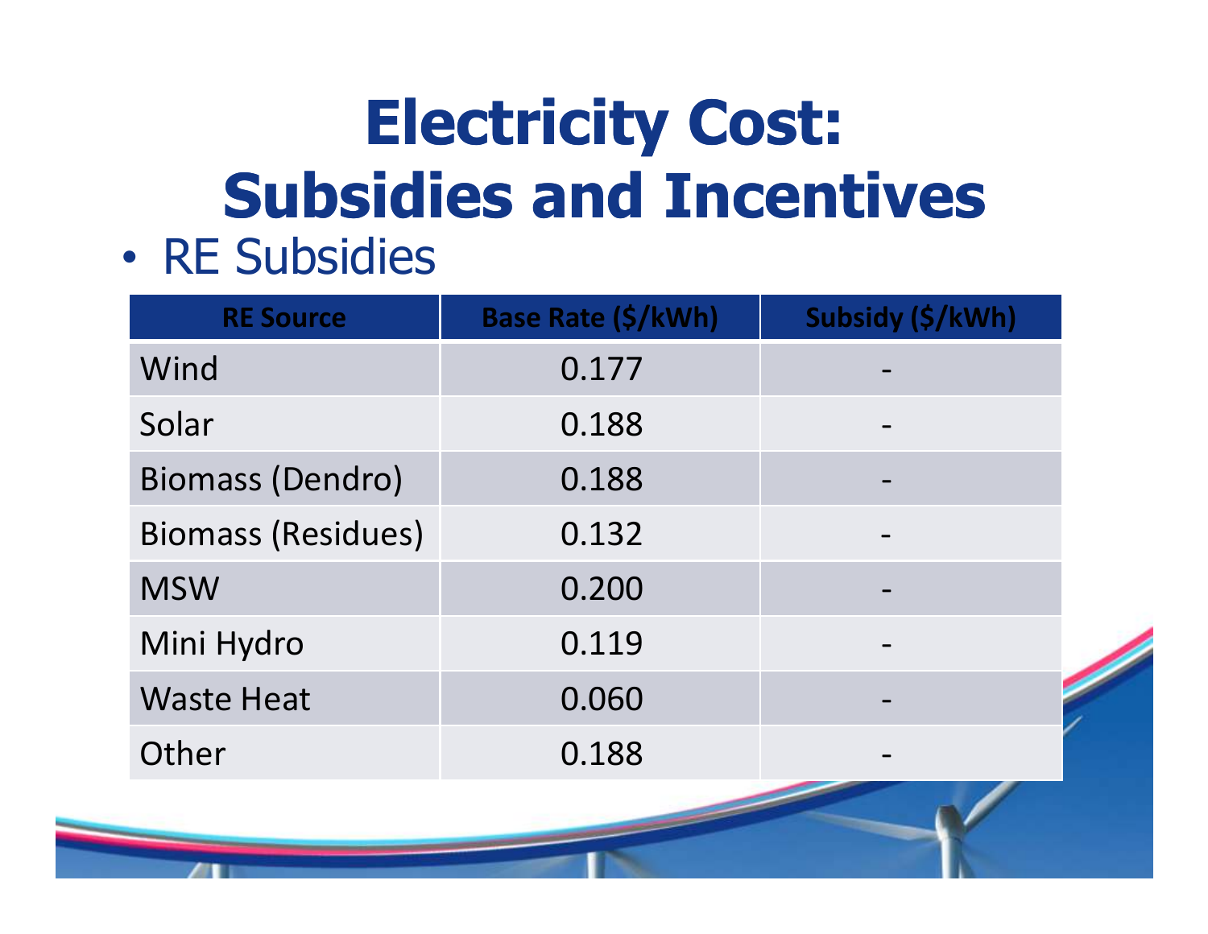# Electricity Cost: Subsidies and Incentives

- RE Subsidies

| RE Source | Base Rate ($/kWh) | Subsidy ($/kWh) |
|---|---|---|
| Wind | 0.177 | - |
| Solar | 0.188 | - |
| Biomass (Dendro) | 0.188 | - |
| Biomass (Residues) | 0.132 | - |
| MSW | 0.200 | - |
| Mini Hydro | 0.119 | - |
| Waste Heat | 0.060 | - |
| Other | 0.188 | - |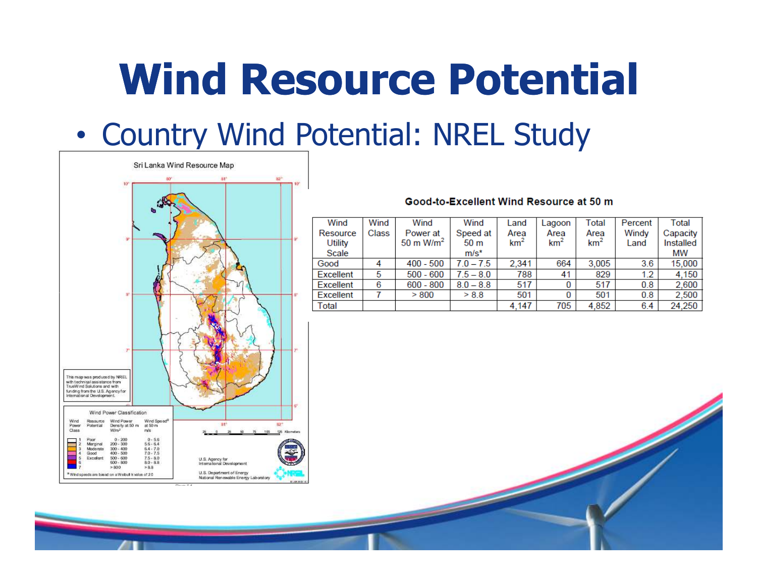# Wind Resource Potential

- Country Wind Potential: NREL Study

**Good-to-Excellent Wind Resource at 50 m**

| Wind Resource Utility Scale | Wind Class | Wind Power at 50 m W/m$^2$ | Wind Speed at 50 m m/s* | Land Area km$^2$ | Lagoon Area km$^2$ | Total Area km$^2$ | Percent Windy Land | Total Capacity Installed MW |
|---|---|---|---|---|---|---|---|---|
| Good | 4 | 400 - 500 | 7.0 – 7.5 | 2,341 | 664 | 3,005 | 3.6 | 15,000 |
| Excellent | 5 | 500 - 600 | 7.5 – 8.0 | 788 | 41 | 829 | 1.2 | 4,150 |
| Excellent | 6 | 600 - 800 | 8.0 – 8.8 | 517 | 0 | 517 | 0.8 | 2,600 |
| Excellent | 7 | > 800 | > 8.8 | 501 | 0 | 501 | 0.8 | 2,500 |
| Total | | | | 4,147 | 705 | 4,852 | 6.4 | 24,250 |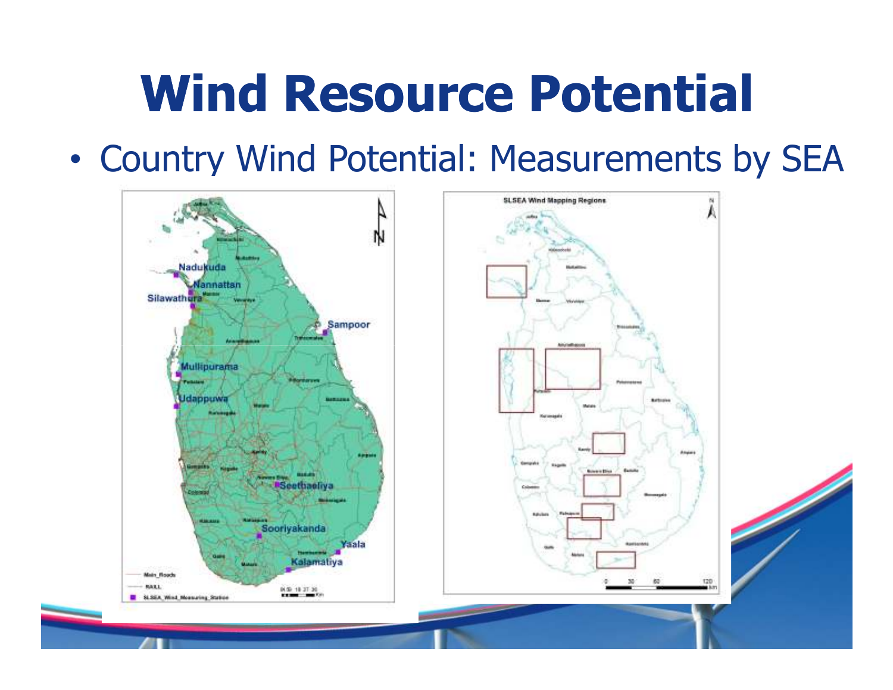# Wind Resource Potential

- Country Wind Potential: Measurements by SEA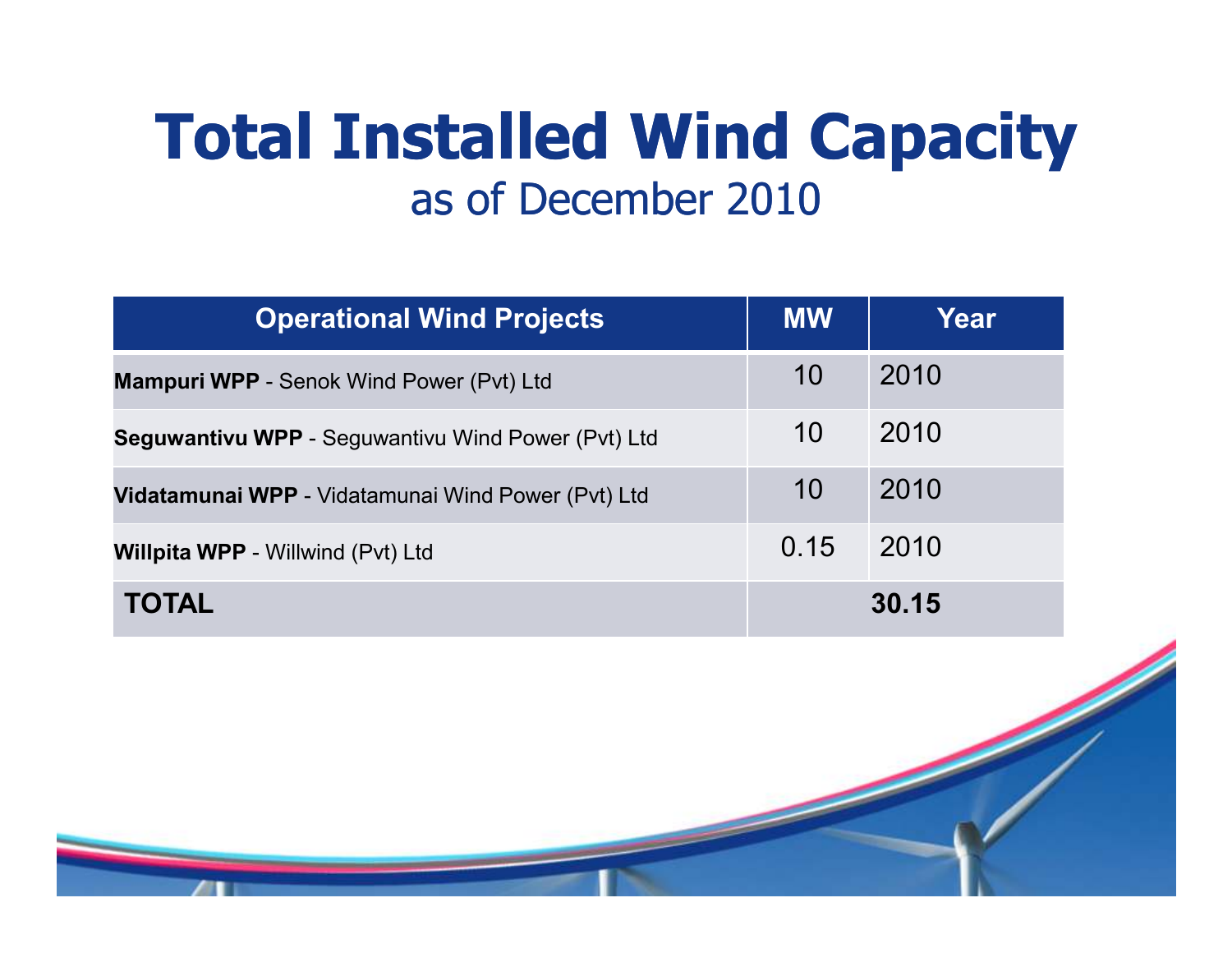# Total Installed Wind Capacity

## as of December 2010

| Operational Wind Projects | MW | Year |
|---|---|---|
| **Mampuri WPP** - Senok Wind Power (Pvt) Ltd | 10 | 2010 |
| **Seguwantivu WPP** - Seguwantivu Wind Power (Pvt) Ltd | 10 | 2010 |
| **Vidatamunai WPP** - Vidatamunai Wind Power (Pvt) Ltd | 10 | 2010 |
| **Willpita WPP** - Willwind (Pvt) Ltd | 0.15 | 2010 |
| **TOTAL** | **30.15** | |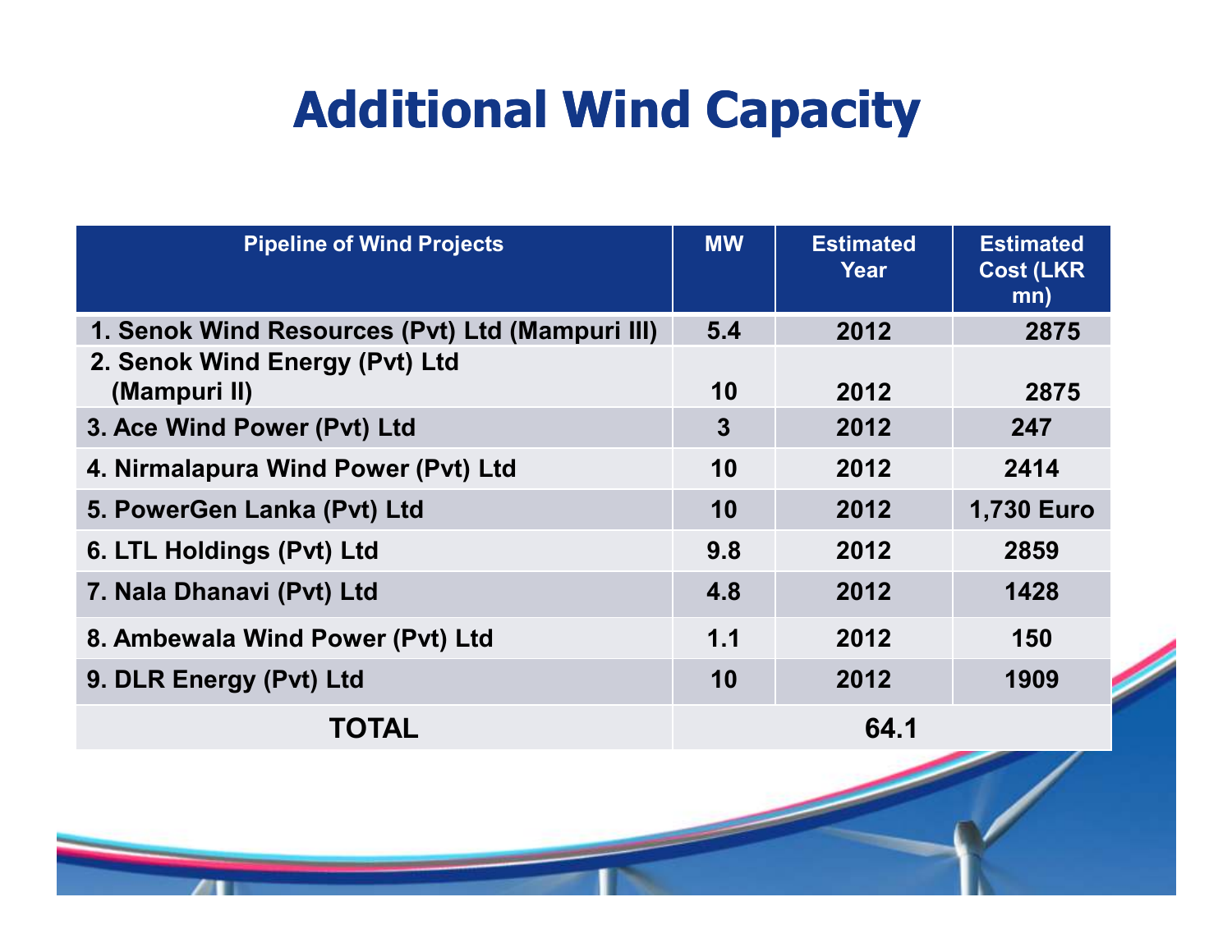# Additional Wind Capacity

| Pipeline of Wind Projects | MW | Estimated Year | Estimated Cost (LKR mn) |
|---|---|---|---|
| 1. Senok Wind Resources (Pvt) Ltd (Mampuri III) | 5.4 | 2012 | 2875 |
| 2. Senok Wind Energy (Pvt) Ltd (Mampuri II) | 10 | 2012 | 2875 |
| 3. Ace Wind Power (Pvt) Ltd | 3 | 2012 | 247 |
| 4. Nirmalapura Wind Power (Pvt) Ltd | 10 | 2012 | 2414 |
| 5. PowerGen Lanka (Pvt) Ltd | 10 | 2012 | 1,730 Euro |
| 6. LTL Holdings (Pvt) Ltd | 9.8 | 2012 | 2859 |
| 7. Nala Dhanavi (Pvt) Ltd | 4.8 | 2012 | 1428 |
| 8. Ambewala Wind Power (Pvt) Ltd | 1.1 | 2012 | 150 |
| 9. DLR Energy (Pvt) Ltd | 10 | 2012 | 1909 |
| TOTAL | 64.1 | | |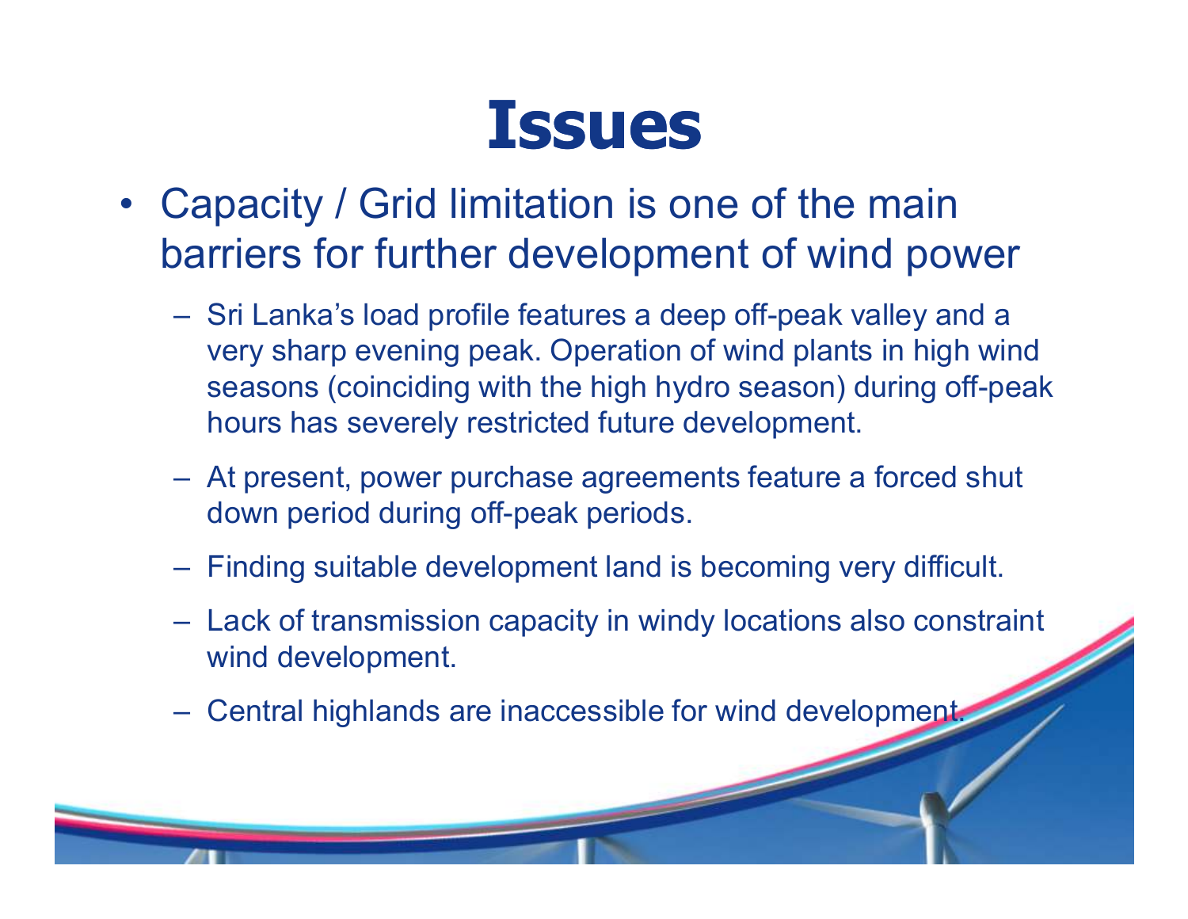# Issues

- Capacity / Grid limitation is one of the main barriers for further development of wind power
  - Sri Lanka's load profile features a deep off-peak valley and a very sharp evening peak. Operation of wind plants in high wind seasons (coinciding with the high hydro season) during off-peak hours has severely restricted future development.
  - At present, power purchase agreements feature a forced shut down period during off-peak periods.
  - Finding suitable development land is becoming very difficult.
  - Lack of transmission capacity in windy locations also constraint wind development.
  - Central highlands are inaccessible for wind development.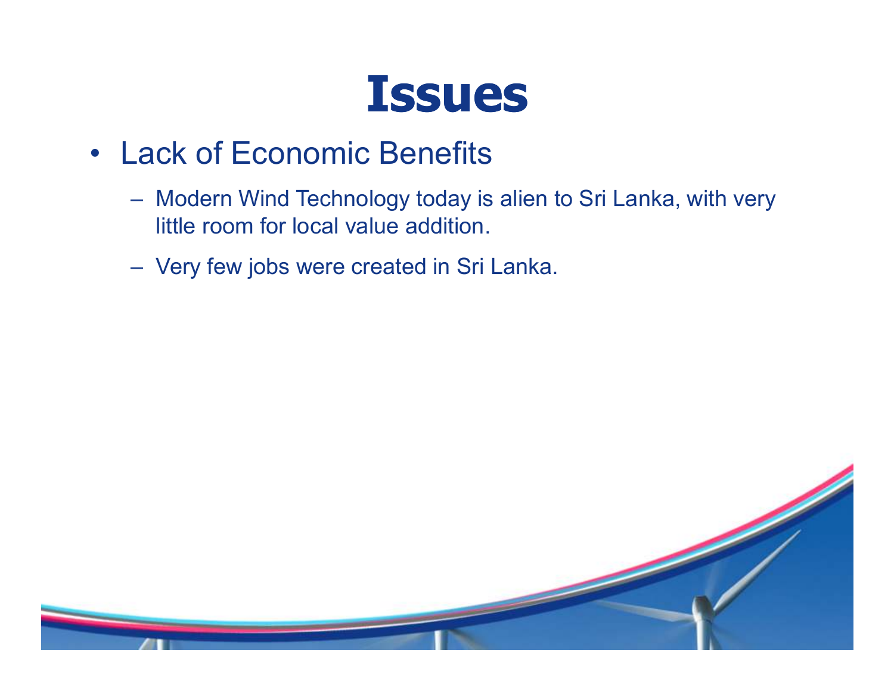# Issues

- Lack of Economic Benefits
  - Modern Wind Technology today is alien to Sri Lanka, with very little room for local value addition.
  - Very few jobs were created in Sri Lanka.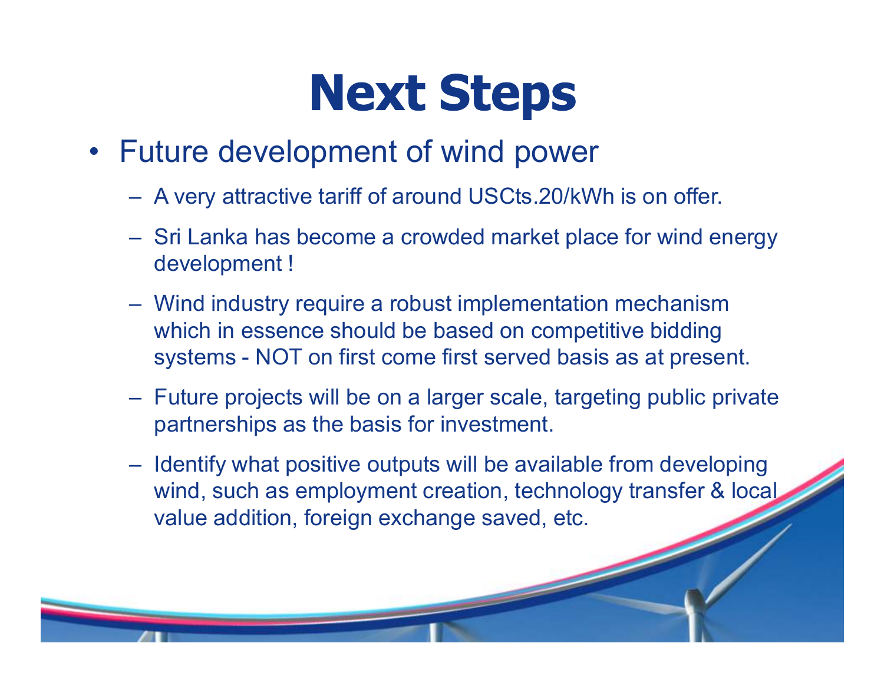# Next Steps

- Future development of wind power
  - A very attractive tariff of around USCts.20/kWh is on offer.
  - Sri Lanka has become a crowded market place for wind energy development !
  - Wind industry require a robust implementation mechanism which in essence should be based on competitive bidding systems - NOT on first come first served basis as at present.
  - Future projects will be on a larger scale, targeting public private partnerships as the basis for investment.
  - Identify what positive outputs will be available from developing wind, such as employment creation, technology transfer & local value addition, foreign exchange saved, etc.